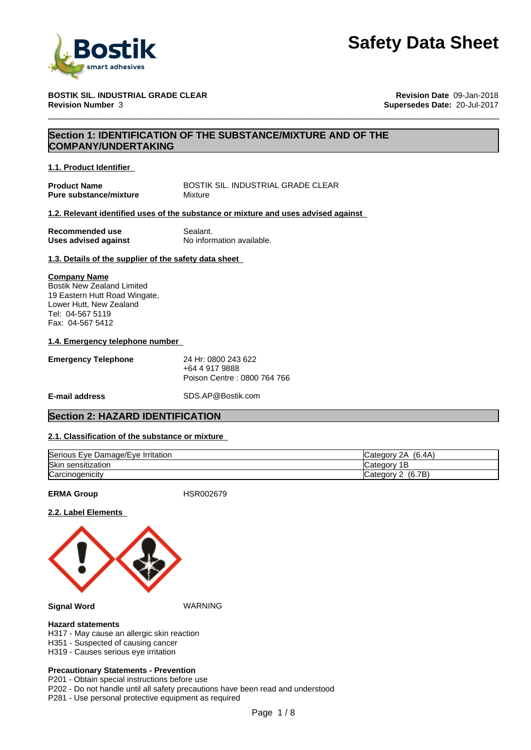# Safety Data Sheet

**BOSTIK SIL. INDUSTRIAL GRADE CLEAR**
**Revision Number** 3

**Revision Date** 09-Jan-2018
**Supersedes Date:** 20-Jul-2017

## Section 1: IDENTIFICATION OF THE SUBSTANCE/MIXTURE AND OF THE COMPANY/UNDERTAKING

### 1.1. Product Identifier

**Product Name** BOSTIK SIL. INDUSTRIAL GRADE CLEAR
**Pure substance/mixture** Mixture

### 1.2. Relevant identified uses of the substance or mixture and uses advised against

**Recommended use** Sealant.
**Uses advised against** No information available.

### 1.3. Details of the supplier of the safety data sheet

**Company Name**
Bostik New Zealand Limited
19 Eastern Hutt Road Wingate,
Lower Hutt, New Zealand
Tel: 04-567 5119
Fax: 04-567 5412

### 1.4. Emergency telephone number

**Emergency Telephone** 24 Hr: 0800 243 622
+64 4 917 9888
Poison Centre : 0800 764 766

**E-mail address** SDS.AP@Bostik.com

## Section 2: HAZARD IDENTIFICATION

### 2.1. Classification of the substance or mixture

| | |
|---|---|
| Serious Eye Damage/Eye Irritation | Category 2A (6.4A) |
| Skin sensitization | Category 1B |
| Carcinogenicity | Category 2 (6.7B) |

**ERMA Group** HSR002679

### 2.2. Label Elements

**Signal Word** WARNING

**Hazard statements**
H317 - May cause an allergic skin reaction
H351 - Suspected of causing cancer
H319 - Causes serious eye irritation

**Precautionary Statements - Prevention**
P201 - Obtain special instructions before use
P202 - Do not handle until all safety precautions have been read and understood
P281 - Use personal protective equipment as required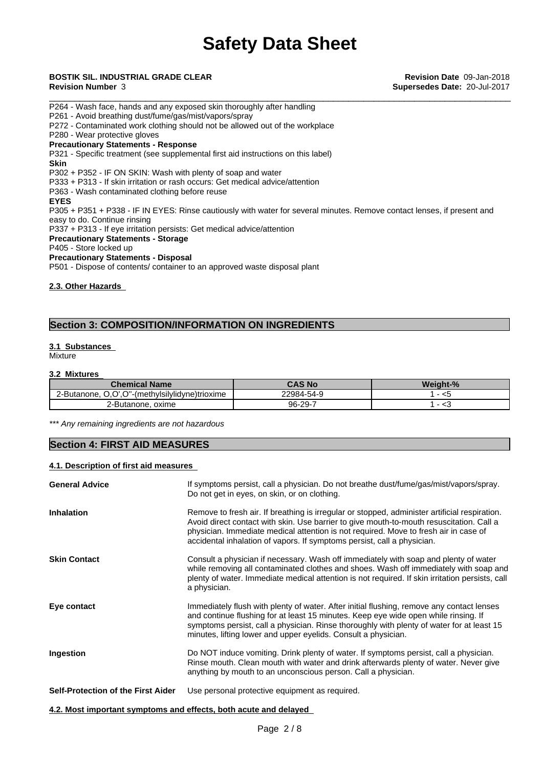P264 - Wash face, hands and any exposed skin thoroughly after handling
P261 - Avoid breathing dust/fume/gas/mist/vapors/spray
P272 - Contaminated work clothing should not be allowed out of the workplace
P280 - Wear protective gloves

**Precautionary Statements - Response**

P321 - Specific treatment (see supplemental first aid instructions on this label)

**Skin**

P302 + P352 - IF ON SKIN: Wash with plenty of soap and water
P333 + P313 - If skin irritation or rash occurs: Get medical advice/attention
P363 - Wash contaminated clothing before reuse

**EYES**

P305 + P351 + P338 - IF IN EYES: Rinse cautiously with water for several minutes. Remove contact lenses, if present and easy to do. Continue rinsing
P337 + P313 - If eye irritation persists: Get medical advice/attention

**Precautionary Statements - Storage**

P405 - Store locked up

**Precautionary Statements - Disposal**

P501 - Dispose of contents/ container to an approved waste disposal plant

### 2.3. Other Hazards

## Section 3: COMPOSITION/INFORMATION ON INGREDIENTS

### 3.1 Substances

Mixture

### 3.2 Mixtures

| Chemical Name | CAS No | Weight-% |
|---|---|---|
| 2-Butanone, O,O',O''-(methylsilylidyne)trioxime | 22984-54-9 | 1 - <5 |
| 2-Butanone, oxime | 96-29-7 | 1 - <3 |

*\*\*\* Any remaining ingredients are not hazardous*

## Section 4: FIRST AID MEASURES

### 4.1. Description of first aid measures

**General Advice**
If symptoms persist, call a physician. Do not breathe dust/fume/gas/mist/vapors/spray. Do not get in eyes, on skin, or on clothing.

**Inhalation**
Remove to fresh air. If breathing is irregular or stopped, administer artificial respiration. Avoid direct contact with skin. Use barrier to give mouth-to-mouth resuscitation. Call a physician. Immediate medical attention is not required. Move to fresh air in case of accidental inhalation of vapors. If symptoms persist, call a physician.

**Skin Contact**
Consult a physician if necessary. Wash off immediately with soap and plenty of water while removing all contaminated clothes and shoes. Wash off immediately with soap and plenty of water. Immediate medical attention is not required. If skin irritation persists, call a physician.

**Eye contact**
Immediately flush with plenty of water. After initial flushing, remove any contact lenses and continue flushing for at least 15 minutes. Keep eye wide open while rinsing. If symptoms persist, call a physician. Rinse thoroughly with plenty of water for at least 15 minutes, lifting lower and upper eyelids. Consult a physician.

**Ingestion**
Do NOT induce vomiting. Drink plenty of water. If symptoms persist, call a physician. Rinse mouth. Clean mouth with water and drink afterwards plenty of water. Never give anything by mouth to an unconscious person. Call a physician.

**Self-Protection of the First Aider**
Use personal protective equipment as required.

### 4.2. Most important symptoms and effects, both acute and delayed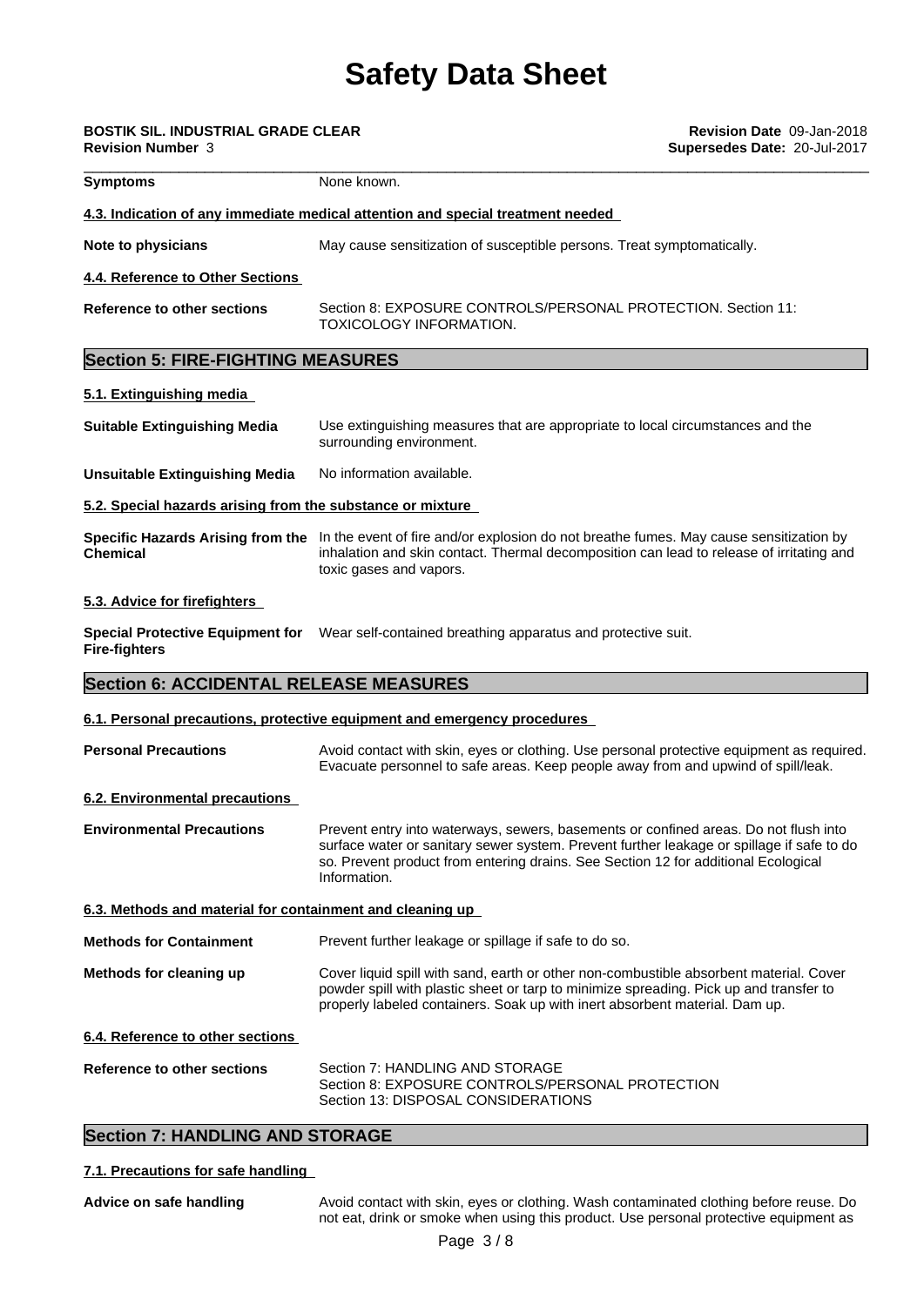| | |
|---|---|
| **Symptoms** | None known. |

**4.3. Indication of any immediate medical attention and special treatment needed**

| | |
|---|---|
| **Note to physicians** | May cause sensitization of susceptible persons. Treat symptomatically. |

**4.4. Reference to Other Sections**

| | |
|---|---|
| **Reference to other sections** | Section 8: EXPOSURE CONTROLS/PERSONAL PROTECTION. Section 11: TOXICOLOGY INFORMATION. |

## Section 5: FIRE-FIGHTING MEASURES

**5.1. Extinguishing media**

| | |
|---|---|
| **Suitable Extinguishing Media** | Use extinguishing measures that are appropriate to local circumstances and the surrounding environment. |
| **Unsuitable Extinguishing Media** | No information available. |

**5.2. Special hazards arising from the substance or mixture**

| | |
|---|---|
| **Specific Hazards Arising from the Chemical** | In the event of fire and/or explosion do not breathe fumes. May cause sensitization by inhalation and skin contact. Thermal decomposition can lead to release of irritating and toxic gases and vapors. |

**5.3. Advice for firefighters**

| | |
|---|---|
| **Special Protective Equipment for Fire-fighters** | Wear self-contained breathing apparatus and protective suit. |

## Section 6: ACCIDENTAL RELEASE MEASURES

**6.1. Personal precautions, protective equipment and emergency procedures**

| | |
|---|---|
| **Personal Precautions** | Avoid contact with skin, eyes or clothing. Use personal protective equipment as required. Evacuate personnel to safe areas. Keep people away from and upwind of spill/leak. |

**6.2. Environmental precautions**

| | |
|---|---|
| **Environmental Precautions** | Prevent entry into waterways, sewers, basements or confined areas. Do not flush into surface water or sanitary sewer system. Prevent further leakage or spillage if safe to do so. Prevent product from entering drains. See Section 12 for additional Ecological Information. |

**6.3. Methods and material for containment and cleaning up**

| | |
|---|---|
| **Methods for Containment** | Prevent further leakage or spillage if safe to do so. |
| **Methods for cleaning up** | Cover liquid spill with sand, earth or other non-combustible absorbent material. Cover powder spill with plastic sheet or tarp to minimize spreading. Pick up and transfer to properly labeled containers. Soak up with inert absorbent material. Dam up. |

**6.4. Reference to other sections**

| | |
|---|---|
| **Reference to other sections** | Section 7: HANDLING AND STORAGE<br>Section 8: EXPOSURE CONTROLS/PERSONAL PROTECTION<br>Section 13: DISPOSAL CONSIDERATIONS |

## Section 7: HANDLING AND STORAGE

**7.1. Precautions for safe handling**

| | |
|---|---|
| **Advice on safe handling** | Avoid contact with skin, eyes or clothing. Wash contaminated clothing before reuse. Do not eat, drink or smoke when using this product. Use personal protective equipment as |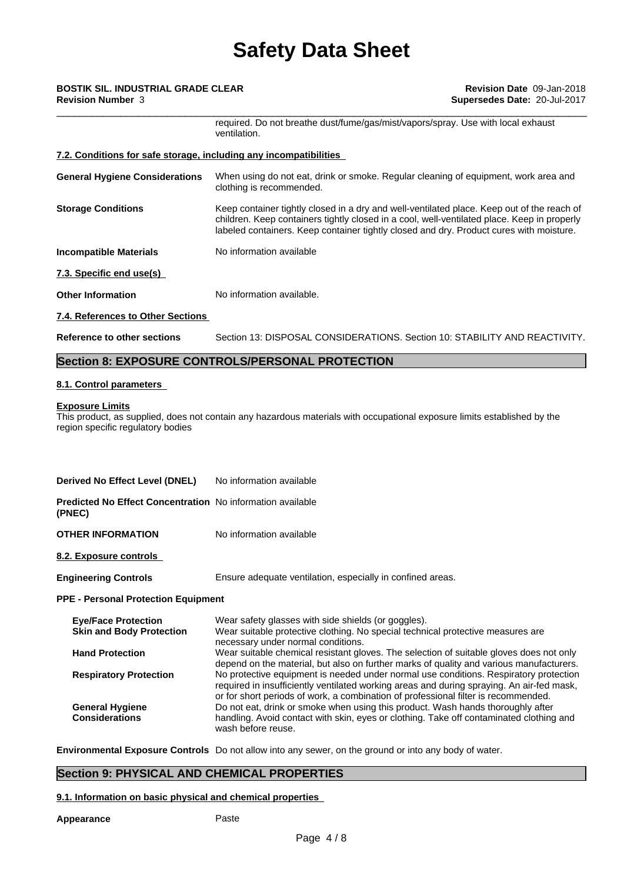required. Do not breathe dust/fume/gas/mist/vapors/spray. Use with local exhaust ventilation.

### 7.2. Conditions for safe storage, including any incompatibilities

**General Hygiene Considerations** When using do not eat, drink or smoke. Regular cleaning of equipment, work area and clothing is recommended.

**Storage Conditions** Keep container tightly closed in a dry and well-ventilated place. Keep out of the reach of children. Keep containers tightly closed in a cool, well-ventilated place. Keep in properly labeled containers. Keep container tightly closed and dry. Product cures with moisture.

**Incompatible Materials** No information available

### 7.3. Specific end use(s)

**Other Information** No information available.

### 7.4. References to Other Sections

**Reference to other sections** Section 13: DISPOSAL CONSIDERATIONS. Section 10: STABILITY AND REACTIVITY.

## Section 8: EXPOSURE CONTROLS/PERSONAL PROTECTION

### 8.1. Control parameters

**Exposure Limits**

This product, as supplied, does not contain any hazardous materials with occupational exposure limits established by the region specific regulatory bodies

**Derived No Effect Level (DNEL)** No information available

**Predicted No Effect Concentration (PNEC)** No information available

**OTHER INFORMATION** No information available

### 8.2. Exposure controls

**Engineering Controls** Ensure adequate ventilation, especially in confined areas.

**PPE - Personal Protection Equipment**

**Eye/Face Protection** Wear safety glasses with side shields (or goggles).

**Skin and Body Protection** Wear suitable protective clothing. No special technical protective measures are necessary under normal conditions.

**Hand Protection** Wear suitable chemical resistant gloves. The selection of suitable gloves does not only depend on the material, but also on further marks of quality and various manufacturers.

**Respiratory Protection** No protective equipment is needed under normal use conditions. Respiratory protection required in insufficiently ventilated working areas and during spraying. An air-fed mask, or for short periods of work, a combination of professional filter is recommended.

**General Hygiene Considerations** Do not eat, drink or smoke when using this product. Wash hands thoroughly after handling. Avoid contact with skin, eyes or clothing. Take off contaminated clothing and wash before reuse.

**Environmental Exposure Controls** Do not allow into any sewer, on the ground or into any body of water.

## Section 9: PHYSICAL AND CHEMICAL PROPERTIES

### 9.1. Information on basic physical and chemical properties

**Appearance** Paste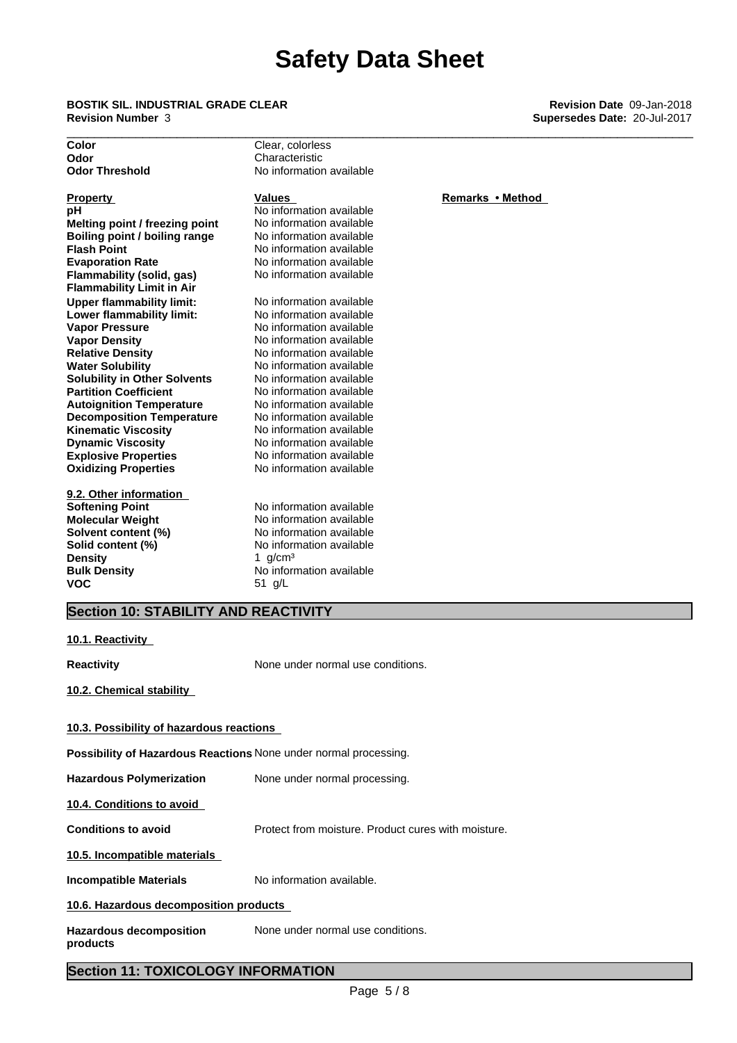| | | |
|---|---|---|
| **Color** | Clear, colorless | |
| **Odor** | Characteristic | |
| **Odor Threshold** | No information available | |

| **Property** | **Values** | **Remarks • Method** |
|---|---|---|
| **pH** | No information available | |
| **Melting point / freezing point** | No information available | |
| **Boiling point / boiling range** | No information available | |
| **Flash Point** | No information available | |
| **Evaporation Rate** | No information available | |
| **Flammability (solid, gas)** | No information available | |
| **Flammability Limit in Air** | | |
| **Upper flammability limit:** | No information available | |
| **Lower flammability limit:** | No information available | |
| **Vapor Pressure** | No information available | |
| **Vapor Density** | No information available | |
| **Relative Density** | No information available | |
| **Water Solubility** | No information available | |
| **Solubility in Other Solvents** | No information available | |
| **Partition Coefficient** | No information available | |
| **Autoignition Temperature** | No information available | |
| **Decomposition Temperature** | No information available | |
| **Kinematic Viscosity** | No information available | |
| **Dynamic Viscosity** | No information available | |
| **Explosive Properties** | No information available | |
| **Oxidizing Properties** | No information available | |

**9.2. Other information**

| | |
|---|---|
| **Softening Point** | No information available |
| **Molecular Weight** | No information available |
| **Solvent content (%)** | No information available |
| **Solid content (%)** | No information available |
| **Density** | 1 g/cm³ |
| **Bulk Density** | No information available |
| **VOC** | 51 g/L |

## Section 10: STABILITY AND REACTIVITY

**10.1. Reactivity**

**Reactivity** None under normal use conditions.

**10.2. Chemical stability**

**10.3. Possibility of hazardous reactions**

**Possibility of Hazardous Reactions** None under normal processing.

**Hazardous Polymerization** None under normal processing.

**10.4. Conditions to avoid**

**Conditions to avoid** Protect from moisture. Product cures with moisture.

**10.5. Incompatible materials**

**Incompatible Materials** No information available.

**10.6. Hazardous decomposition products**

**Hazardous decomposition products** None under normal use conditions.

## Section 11: TOXICOLOGY INFORMATION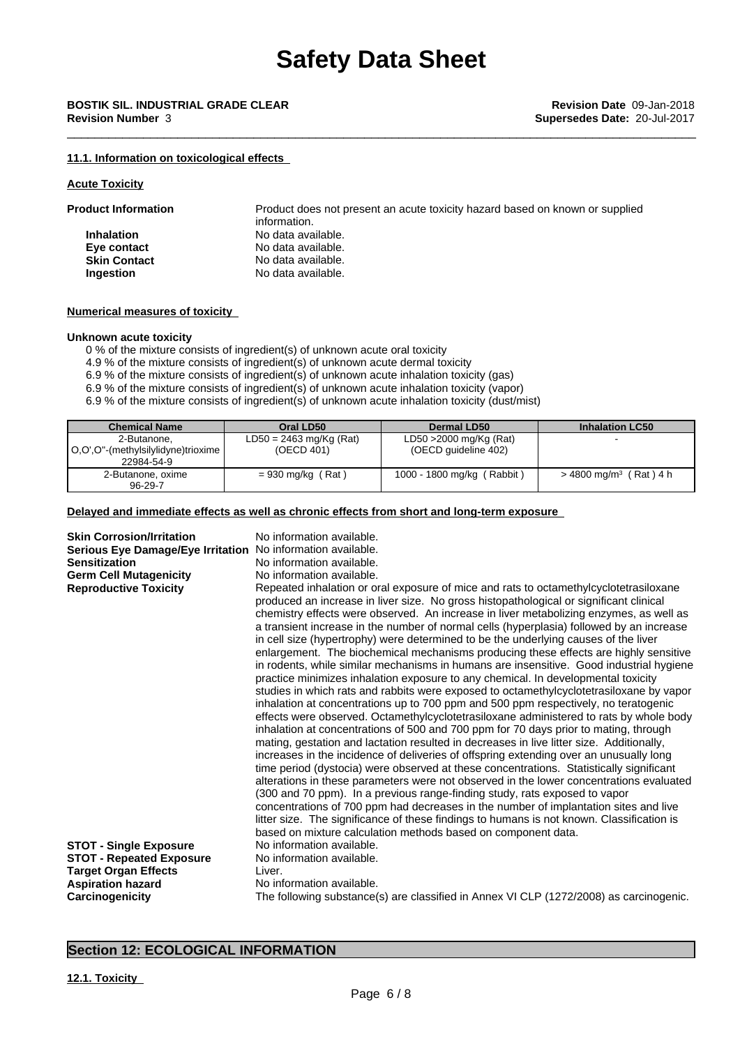# Safety Data Sheet

**BOSTIK SIL. INDUSTRIAL GRADE CLEAR** **Revision Date** 09-Jan-2018
**Revision Number** 3 **Supersedes Date:** 20-Jul-2017

### 11.1. Information on toxicological effects

**Acute Toxicity**

**Product Information** Product does not present an acute toxicity hazard based on known or supplied information.

- **Inhalation** No data available.
- **Eye contact** No data available.
- **Skin Contact** No data available.
- **Ingestion** No data available.

**Numerical measures of toxicity**

**Unknown acute toxicity**

0 % of the mixture consists of ingredient(s) of unknown acute oral toxicity
4.9 % of the mixture consists of ingredient(s) of unknown acute dermal toxicity
6.9 % of the mixture consists of ingredient(s) of unknown acute inhalation toxicity (gas)
6.9 % of the mixture consists of ingredient(s) of unknown acute inhalation toxicity (vapor)
6.9 % of the mixture consists of ingredient(s) of unknown acute inhalation toxicity (dust/mist)

| Chemical Name | Oral LD50 | Dermal LD50 | Inhalation LC50 |
|---|---|---|---|
| 2-Butanone, O,O',O''-(methylsilylidyne)trioxime 22984-54-9 | LD50 = 2463 mg/Kg (Rat) (OECD 401) | LD50 >2000 mg/Kg (Rat) (OECD guideline 402) | - |
| 2-Butanone, oxime 96-29-7 | = 930 mg/kg ( Rat ) | 1000 - 1800 mg/kg ( Rabbit ) | > 4800 mg/m$^3$ ( Rat ) 4 h |

**Delayed and immediate effects as well as chronic effects from short and long-term exposure**

**Skin Corrosion/Irritation** No information available.
**Serious Eye Damage/Eye Irritation** No information available.
**Sensitization** No information available.
**Germ Cell Mutagenicity** No information available.
**Reproductive Toxicity** Repeated inhalation or oral exposure of mice and rats to octamethylcyclotetrasiloxane produced an increase in liver size. No gross histopathological or significant clinical chemistry effects were observed. An increase in liver metabolizing enzymes, as well as a transient increase in the number of normal cells (hyperplasia) followed by an increase in cell size (hypertrophy) were determined to be the underlying causes of the liver enlargement. The biochemical mechanisms producing these effects are highly sensitive in rodents, while similar mechanisms in humans are insensitive. Good industrial hygiene practice minimizes inhalation exposure to any chemical. In developmental toxicity studies in which rats and rabbits were exposed to octamethylcyclotetrasiloxane by vapor inhalation at concentrations up to 700 ppm and 500 ppm respectively, no teratogenic effects were observed. Octamethylcyclotetrasiloxane administered to rats by whole body inhalation at concentrations of 500 and 700 ppm for 70 days prior to mating, through mating, gestation and lactation resulted in decreases in live litter size. Additionally, increases in the incidence of deliveries of offspring extending over an unusually long time period (dystocia) were observed at these concentrations. Statistically significant alterations in these parameters were not observed in the lower concentrations evaluated (300 and 70 ppm). In a previous range-finding study, rats exposed to vapor concentrations of 700 ppm had decreases in the number of implantation sites and live litter size. The significance of these findings to humans is not known. Classification is based on mixture calculation methods based on component data.
**STOT - Single Exposure** No information available.
**STOT - Repeated Exposure** No information available.
**Target Organ Effects** Liver.
**Aspiration hazard** No information available.
**Carcinogenicity** The following substance(s) are classified in Annex VI CLP (1272/2008) as carcinogenic.

## Section 12: ECOLOGICAL INFORMATION

### 12.1. Toxicity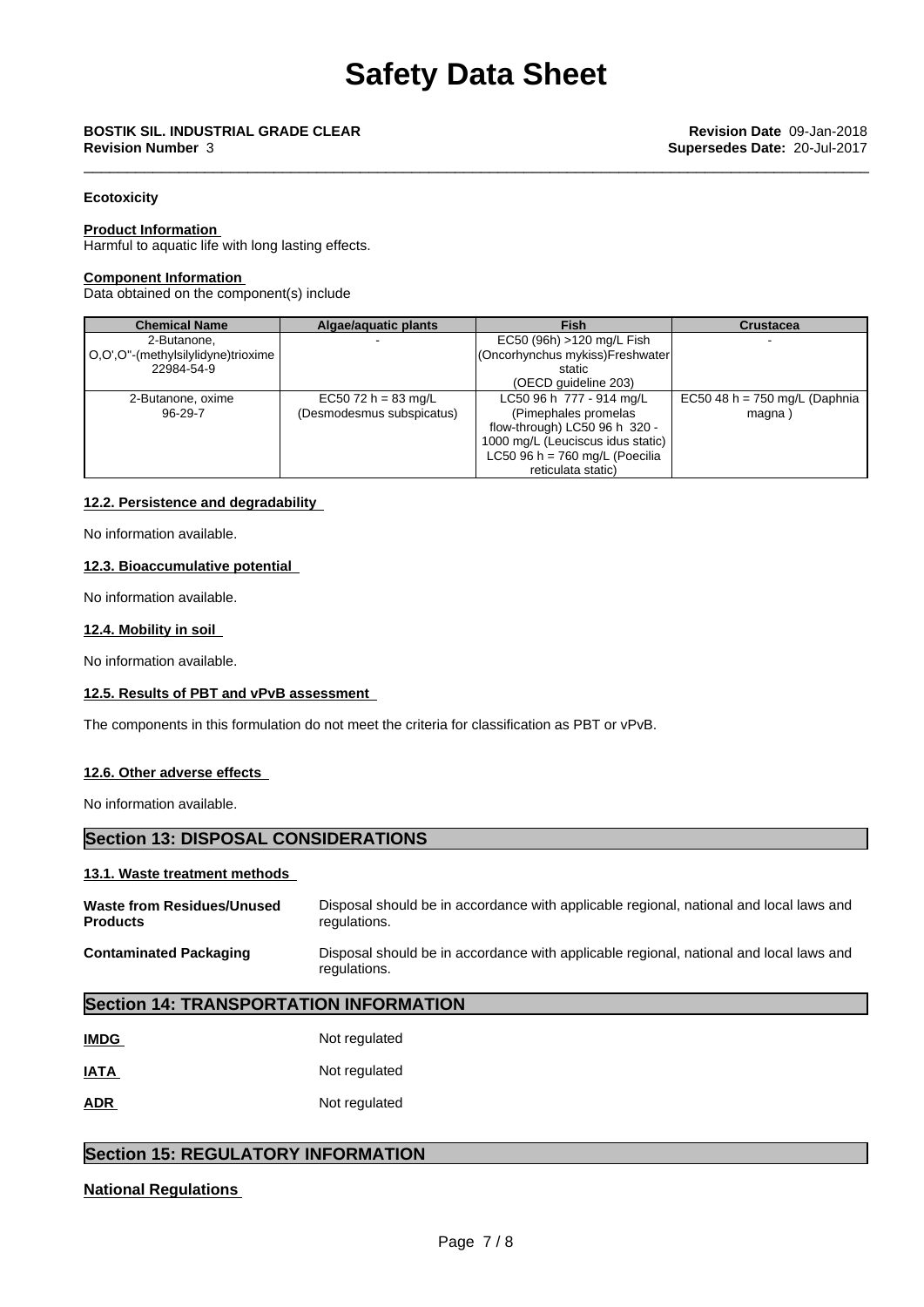# Safety Data Sheet

**BOSTIK SIL. INDUSTRIAL GRADE CLEAR** **Revision Date** 09-Jan-2018
**Revision Number** 3 **Supersedes Date:** 20-Jul-2017

**Ecotoxicity**

**Product Information**
Harmful to aquatic life with long lasting effects.

**Component Information**
Data obtained on the component(s) include

| Chemical Name | Algae/aquatic plants | Fish | Crustacea |
|---|---|---|---|
| 2-Butanone, O,O',O"-(methylsilylidyne)trioxime 22984-54-9 | - | EC50 (96h) >120 mg/L Fish (Oncorhynchus mykiss)Freshwater static (OECD guideline 203) | - |
| 2-Butanone, oxime 96-29-7 | EC50 72 h = 83 mg/L (Desmodesmus subspicatus) | LC50 96 h 777 - 914 mg/L (Pimephales promelas flow-through) LC50 96 h 320 - 1000 mg/L (Leuciscus idus static) LC50 96 h = 760 mg/L (Poecilia reticulata static) | EC50 48 h = 750 mg/L (Daphnia magna ) |

**12.2. Persistence and degradability**

No information available.

**12.3. Bioaccumulative potential**

No information available.

**12.4. Mobility in soil**

No information available.

**12.5. Results of PBT and vPvB assessment**

The components in this formulation do not meet the criteria for classification as PBT or vPvB.

**12.6. Other adverse effects**

No information available.

## Section 13: DISPOSAL CONSIDERATIONS

**13.1. Waste treatment methods**

**Waste from Residues/Unused Products** Disposal should be in accordance with applicable regional, national and local laws and regulations.

**Contaminated Packaging** Disposal should be in accordance with applicable regional, national and local laws and regulations.

## Section 14: TRANSPORTATION INFORMATION

**IMDG** Not regulated

**IATA** Not regulated

**ADR** Not regulated

## Section 15: REGULATORY INFORMATION

**National Regulations**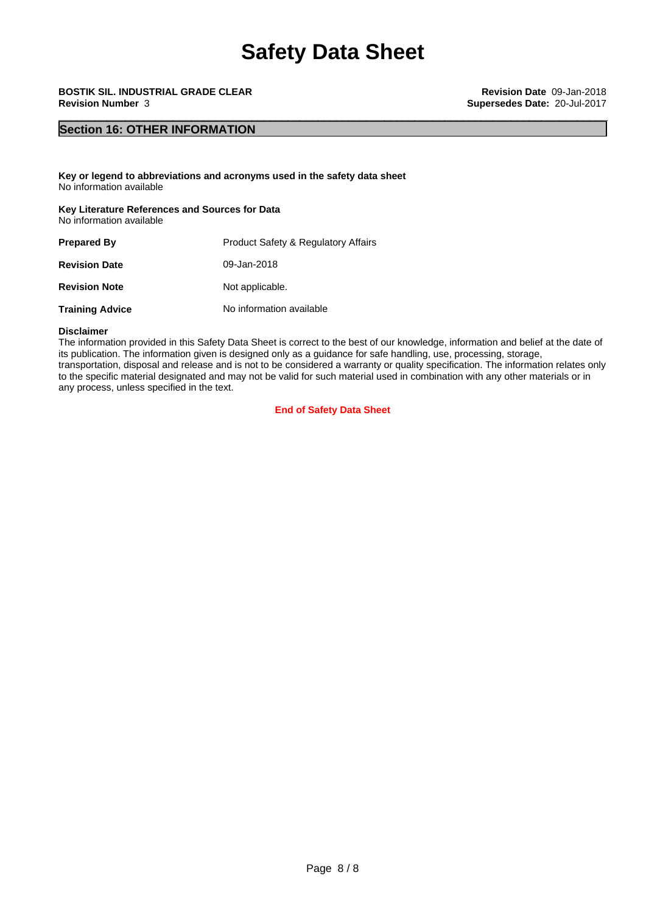## Section 16: OTHER INFORMATION

**Key or legend to abbreviations and acronyms used in the safety data sheet**
No information available

**Key Literature References and Sources for Data**
No information available

| | |
|---|---|
| **Prepared By** | Product Safety & Regulatory Affairs |
| **Revision Date** | 09-Jan-2018 |
| **Revision Note** | Not applicable. |
| **Training Advice** | No information available |

**Disclaimer**
The information provided in this Safety Data Sheet is correct to the best of our knowledge, information and belief at the date of its publication. The information given is designed only as a guidance for safe handling, use, processing, storage, transportation, disposal and release and is not to be considered a warranty or quality specification. The information relates only to the specific material designated and may not be valid for such material used in combination with any other materials or in any process, unless specified in the text.

**End of Safety Data Sheet**